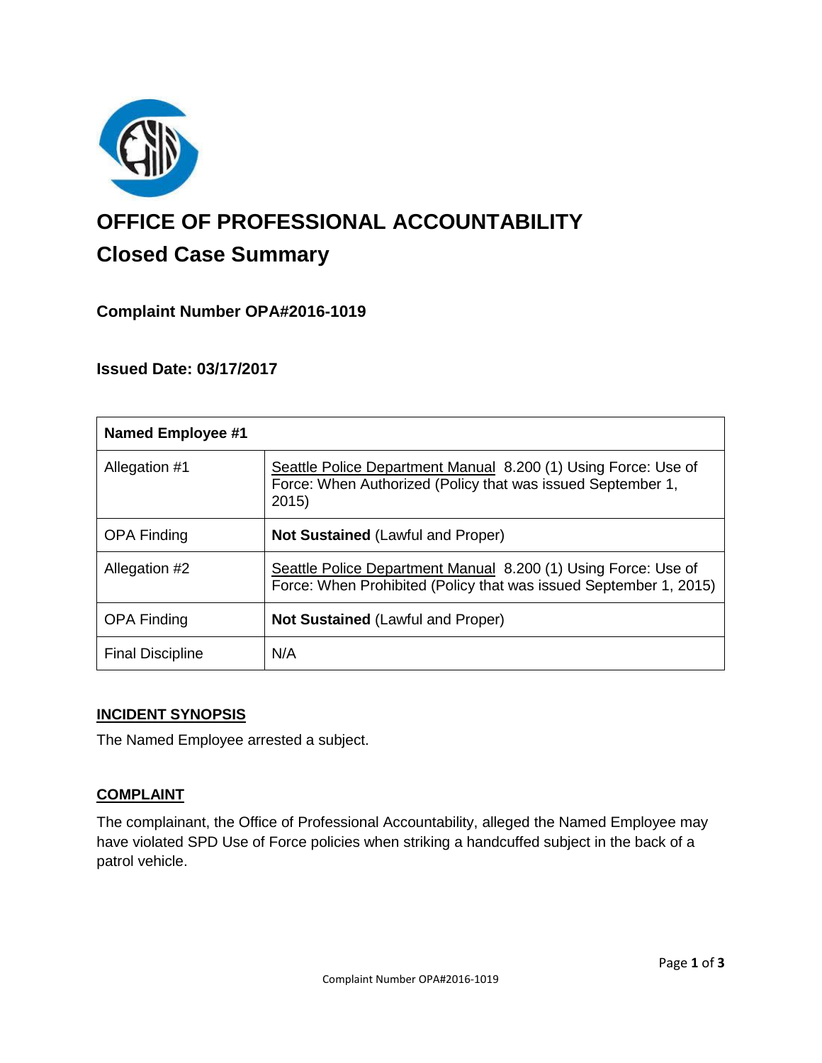# OFFICE OF PROFESSIONAL ACCOUNTABILITY

## Closed Case Summary

### Complaint Number OPA#2016-1019

### Issued Date: 03/17/2017

| Named Employee #1 | |
|---|---|
| Allegation #1 | Seattle Police Department Manual 8.200 (1) Using Force: Use of Force: When Authorized (Policy that was issued September 1, 2015) |
| OPA Finding | **Not Sustained** (Lawful and Proper) |
| Allegation #2 | Seattle Police Department Manual 8.200 (1) Using Force: Use of Force: When Prohibited (Policy that was issued September 1, 2015) |
| OPA Finding | **Not Sustained** (Lawful and Proper) |
| Final Discipline | N/A |

**INCIDENT SYNOPSIS**

The Named Employee arrested a subject.

**COMPLAINT**

The complainant, the Office of Professional Accountability, alleged the Named Employee may have violated SPD Use of Force policies when striking a handcuffed subject in the back of a patrol vehicle.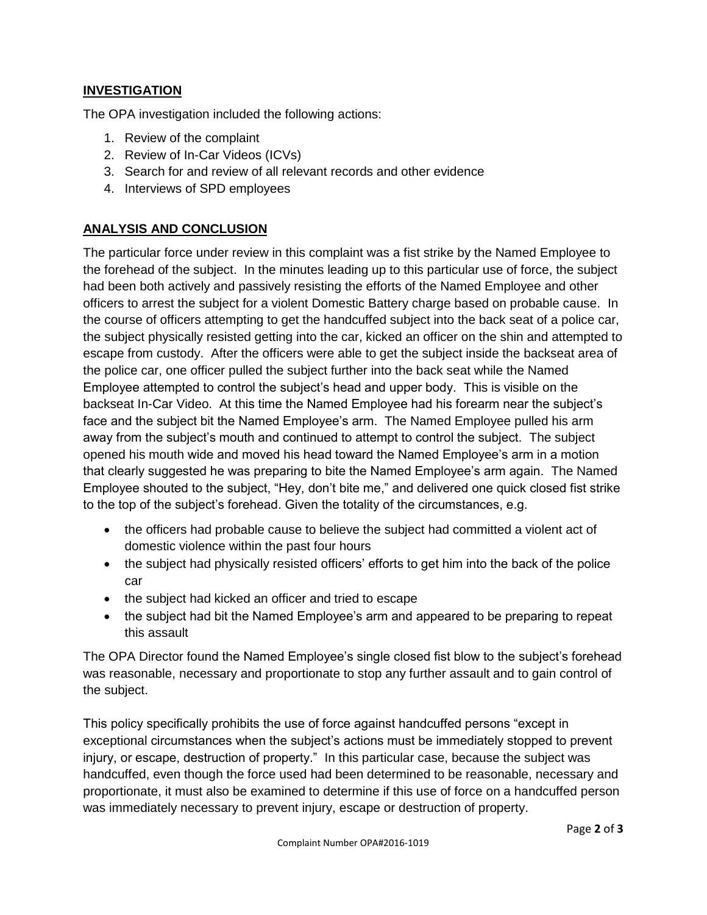## INVESTIGATION

The OPA investigation included the following actions:

1. Review of the complaint
2. Review of In-Car Videos (ICVs)
3. Search for and review of all relevant records and other evidence
4. Interviews of SPD employees

## ANALYSIS AND CONCLUSION

The particular force under review in this complaint was a fist strike by the Named Employee to the forehead of the subject. In the minutes leading up to this particular use of force, the subject had been both actively and passively resisting the efforts of the Named Employee and other officers to arrest the subject for a violent Domestic Battery charge based on probable cause. In the course of officers attempting to get the handcuffed subject into the back seat of a police car, the subject physically resisted getting into the car, kicked an officer on the shin and attempted to escape from custody. After the officers were able to get the subject inside the backseat area of the police car, one officer pulled the subject further into the back seat while the Named Employee attempted to control the subject's head and upper body. This is visible on the backseat In-Car Video. At this time the Named Employee had his forearm near the subject's face and the subject bit the Named Employee's arm. The Named Employee pulled his arm away from the subject's mouth and continued to attempt to control the subject. The subject opened his mouth wide and moved his head toward the Named Employee's arm in a motion that clearly suggested he was preparing to bite the Named Employee's arm again. The Named Employee shouted to the subject, "Hey, don't bite me," and delivered one quick closed fist strike to the top of the subject's forehead. Given the totality of the circumstances, e.g.

- the officers had probable cause to believe the subject had committed a violent act of domestic violence within the past four hours
- the subject had physically resisted officers' efforts to get him into the back of the police car
- the subject had kicked an officer and tried to escape
- the subject had bit the Named Employee's arm and appeared to be preparing to repeat this assault

The OPA Director found the Named Employee's single closed fist blow to the subject's forehead was reasonable, necessary and proportionate to stop any further assault and to gain control of the subject.

This policy specifically prohibits the use of force against handcuffed persons "except in exceptional circumstances when the subject's actions must be immediately stopped to prevent injury, or escape, destruction of property." In this particular case, because the subject was handcuffed, even though the force used had been determined to be reasonable, necessary and proportionate, it must also be examined to determine if this use of force on a handcuffed person was immediately necessary to prevent injury, escape or destruction of property.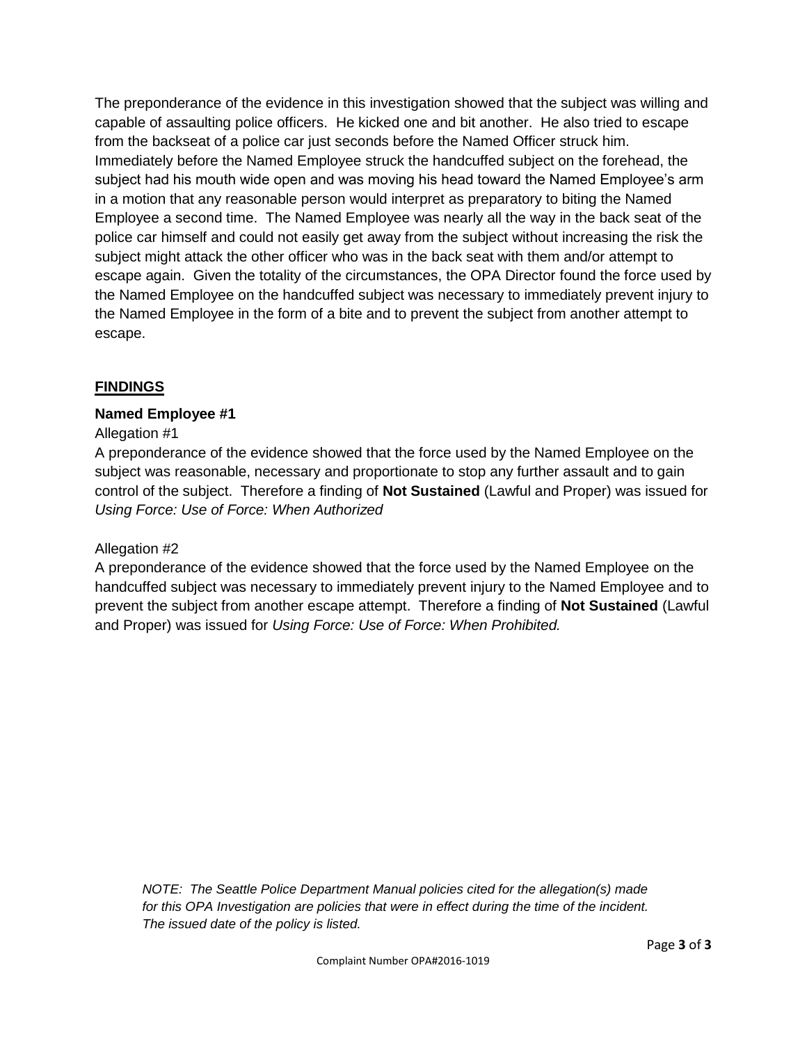The preponderance of the evidence in this investigation showed that the subject was willing and capable of assaulting police officers. He kicked one and bit another. He also tried to escape from the backseat of a police car just seconds before the Named Officer struck him. Immediately before the Named Employee struck the handcuffed subject on the forehead, the subject had his mouth wide open and was moving his head toward the Named Employee's arm in a motion that any reasonable person would interpret as preparatory to biting the Named Employee a second time. The Named Employee was nearly all the way in the back seat of the police car himself and could not easily get away from the subject without increasing the risk the subject might attack the other officer who was in the back seat with them and/or attempt to escape again. Given the totality of the circumstances, the OPA Director found the force used by the Named Employee on the handcuffed subject was necessary to immediately prevent injury to the Named Employee in the form of a bite and to prevent the subject from another attempt to escape.

## FINDINGS

**Named Employee #1**

Allegation #1

A preponderance of the evidence showed that the force used by the Named Employee on the subject was reasonable, necessary and proportionate to stop any further assault and to gain control of the subject. Therefore a finding of **Not Sustained** (Lawful and Proper) was issued for *Using Force: Use of Force: When Authorized*

Allegation #2

A preponderance of the evidence showed that the force used by the Named Employee on the handcuffed subject was necessary to immediately prevent injury to the Named Employee and to prevent the subject from another escape attempt. Therefore a finding of **Not Sustained** (Lawful and Proper) was issued for *Using Force: Use of Force: When Prohibited.*

*NOTE: The Seattle Police Department Manual policies cited for the allegation(s) made for this OPA Investigation are policies that were in effect during the time of the incident. The issued date of the policy is listed.*

Complaint Number OPA#2016-1019